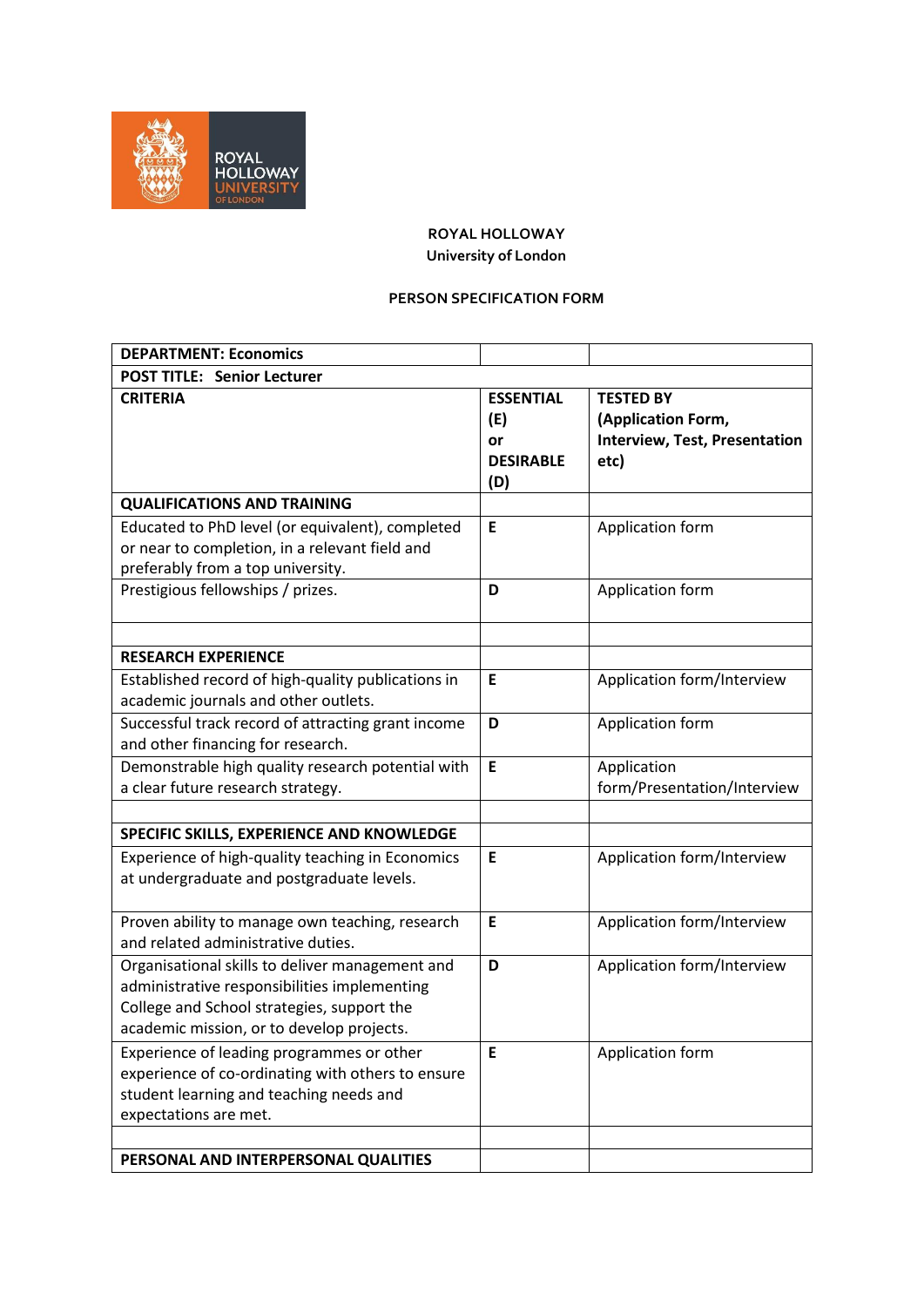ROYAL HOLLOWAY
University of London

PERSON SPECIFICATION FORM

| **DEPARTMENT: Economics** | | |
|---|---|---|
| **POST TITLE: Senior Lecturer** | | |
| **CRITERIA** | **ESSENTIAL (E) or DESIRABLE (D)** | **TESTED BY (Application Form, Interview, Test, Presentation etc)** |
| **QUALIFICATIONS AND TRAINING** | | |
| Educated to PhD level (or equivalent), completed or near to completion, in a relevant field and preferably from a top university. | **E** | Application form |
| Prestigious fellowships / prizes. | **D** | Application form |
| | | |
| **RESEARCH EXPERIENCE** | | |
| Established record of high-quality publications in academic journals and other outlets. | **E** | Application form/Interview |
| Successful track record of attracting grant income and other financing for research. | **D** | Application form |
| Demonstrable high quality research potential with a clear future research strategy. | **E** | Application form/Presentation/Interview |
| | | |
| **SPECIFIC SKILLS, EXPERIENCE AND KNOWLEDGE** | | |
| Experience of high-quality teaching in Economics at undergraduate and postgraduate levels. | **E** | Application form/Interview |
| Proven ability to manage own teaching, research and related administrative duties. | **E** | Application form/Interview |
| Organisational skills to deliver management and administrative responsibilities implementing College and School strategies, support the academic mission, or to develop projects. | **D** | Application form/Interview |
| Experience of leading programmes or other experience of co-ordinating with others to ensure student learning and teaching needs and expectations are met. | **E** | Application form |
| | | |
| **PERSONAL AND INTERPERSONAL QUALITIES** | | |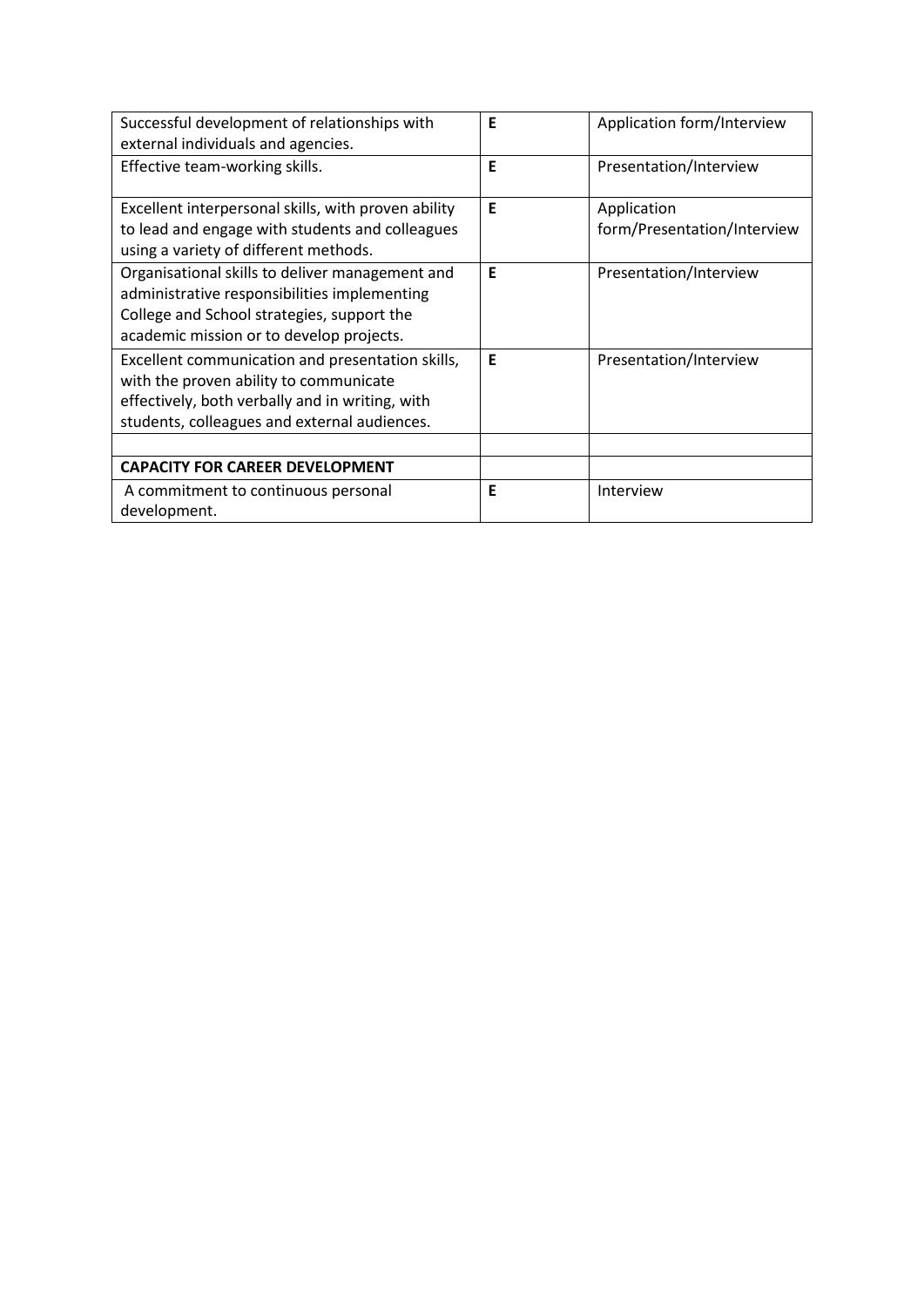| | | |
|---|---|---|
| Successful development of relationships with external individuals and agencies. | **E** | Application form/Interview |
| Effective team-working skills. | **E** | Presentation/Interview |
| Excellent interpersonal skills, with proven ability to lead and engage with students and colleagues using a variety of different methods. | **E** | Application form/Presentation/Interview |
| Organisational skills to deliver management and administrative responsibilities implementing College and School strategies, support the academic mission or to develop projects. | **E** | Presentation/Interview |
| Excellent communication and presentation skills, with the proven ability to communicate effectively, both verbally and in writing, with students, colleagues and external audiences. | **E** | Presentation/Interview |
| | | |
| **CAPACITY FOR CAREER DEVELOPMENT** | | |
| A commitment to continuous personal development. | **E** | Interview |